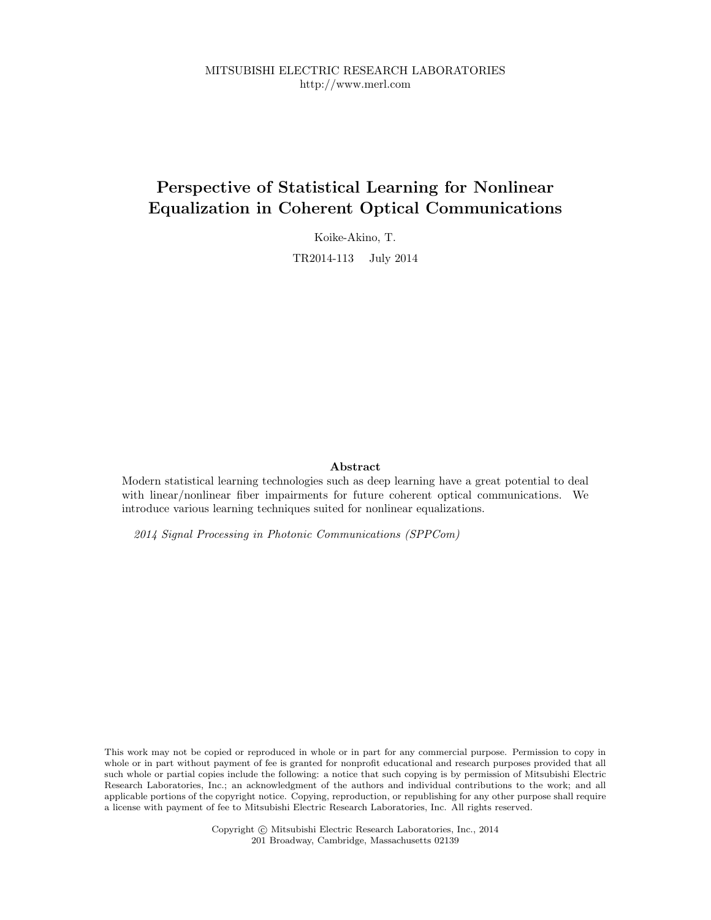MITSUBISHI ELECTRIC RESEARCH LABORATORIES
http://www.merl.com

# Perspective of Statistical Learning for Nonlinear Equalization in Coherent Optical Communications

Koike-Akino, T.

TR2014-113 July 2014

## Abstract

Modern statistical learning technologies such as deep learning have a great potential to deal with linear/nonlinear fiber impairments for future coherent optical communications. We introduce various learning techniques suited for nonlinear equalizations.

*2014 Signal Processing in Photonic Communications (SPPCom)*

This work may not be copied or reproduced in whole or in part for any commercial purpose. Permission to copy in whole or in part without payment of fee is granted for nonprofit educational and research purposes provided that all such whole or partial copies include the following: a notice that such copying is by permission of Mitsubishi Electric Research Laboratories, Inc.; an acknowledgment of the authors and individual contributions to the work; and all applicable portions of the copyright notice. Copying, reproduction, or republishing for any other purpose shall require a license with payment of fee to Mitsubishi Electric Research Laboratories, Inc. All rights reserved.

Copyright © Mitsubishi Electric Research Laboratories, Inc., 2014
201 Broadway, Cambridge, Massachusetts 02139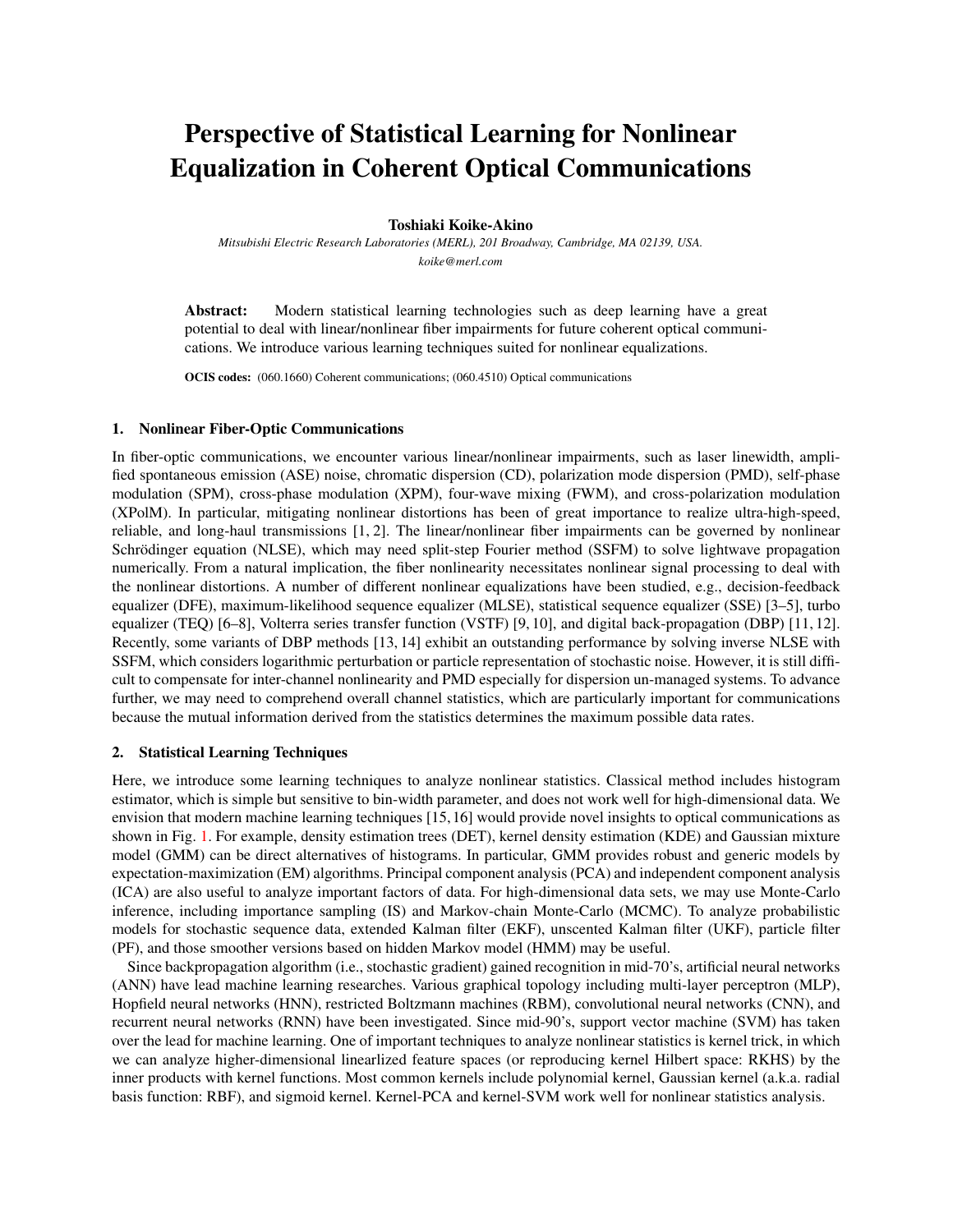# Perspective of Statistical Learning for Nonlinear Equalization in Coherent Optical Communications

**Toshiaki Koike-Akino**

*Mitsubishi Electric Research Laboratories (MERL), 201 Broadway, Cambridge, MA 02139, USA.*
*koike@merl.com*

**Abstract:** Modern statistical learning technologies such as deep learning have a great potential to deal with linear/nonlinear fiber impairments for future coherent optical communications. We introduce various learning techniques suited for nonlinear equalizations.

**OCIS codes:** (060.1660) Coherent communications; (060.4510) Optical communications

## 1. Nonlinear Fiber-Optic Communications

In fiber-optic communications, we encounter various linear/nonlinear impairments, such as laser linewidth, amplified spontaneous emission (ASE) noise, chromatic dispersion (CD), polarization mode dispersion (PMD), self-phase modulation (SPM), cross-phase modulation (XPM), four-wave mixing (FWM), and cross-polarization modulation (XPolM). In particular, mitigating nonlinear distortions has been of great importance to realize ultra-high-speed, reliable, and long-haul transmissions [1, 2]. The linear/nonlinear fiber impairments can be governed by nonlinear Schrödinger equation (NLSE), which may need split-step Fourier method (SSFM) to solve lightwave propagation numerically. From a natural implication, the fiber nonlinearity necessitates nonlinear signal processing to deal with the nonlinear distortions. A number of different nonlinear equalizations have been studied, e.g., decision-feedback equalizer (DFE), maximum-likelihood sequence equalizer (MLSE), statistical sequence equalizer (SSE) [3–5], turbo equalizer (TEQ) [6–8], Volterra series transfer function (VSTF) [9, 10], and digital back-propagation (DBP) [11, 12]. Recently, some variants of DBP methods [13, 14] exhibit an outstanding performance by solving inverse NLSE with SSFM, which considers logarithmic perturbation or particle representation of stochastic noise. However, it is still difficult to compensate for inter-channel nonlinearity and PMD especially for dispersion un-managed systems. To advance further, we may need to comprehend overall channel statistics, which are particularly important for communications because the mutual information derived from the statistics determines the maximum possible data rates.

## 2. Statistical Learning Techniques

Here, we introduce some learning techniques to analyze nonlinear statistics. Classical method includes histogram estimator, which is simple but sensitive to bin-width parameter, and does not work well for high-dimensional data. We envision that modern machine learning techniques [15, 16] would provide novel insights to optical communications as shown in Fig. 1. For example, density estimation trees (DET), kernel density estimation (KDE) and Gaussian mixture model (GMM) can be direct alternatives of histograms. In particular, GMM provides robust and generic models by expectation-maximization (EM) algorithms. Principal component analysis (PCA) and independent component analysis (ICA) are also useful to analyze important factors of data. For high-dimensional data sets, we may use Monte-Carlo inference, including importance sampling (IS) and Markov-chain Monte-Carlo (MCMC). To analyze probabilistic models for stochastic sequence data, extended Kalman filter (EKF), unscented Kalman filter (UKF), particle filter (PF), and those smoother versions based on hidden Markov model (HMM) may be useful.

Since backpropagation algorithm (i.e., stochastic gradient) gained recognition in mid-70's, artificial neural networks (ANN) have lead machine learning researches. Various graphical topology including multi-layer perceptron (MLP), Hopfield neural networks (HNN), restricted Boltzmann machines (RBM), convolutional neural networks (CNN), and recurrent neural networks (RNN) have been investigated. Since mid-90's, support vector machine (SVM) has taken over the lead for machine learning. One of important techniques to analyze nonlinear statistics is kernel trick, in which we can analyze higher-dimensional linearlized feature spaces (or reproducing kernel Hilbert space: RKHS) by the inner products with kernel functions. Most common kernels include polynomial kernel, Gaussian kernel (a.k.a. radial basis function: RBF), and sigmoid kernel. Kernel-PCA and kernel-SVM work well for nonlinear statistics analysis.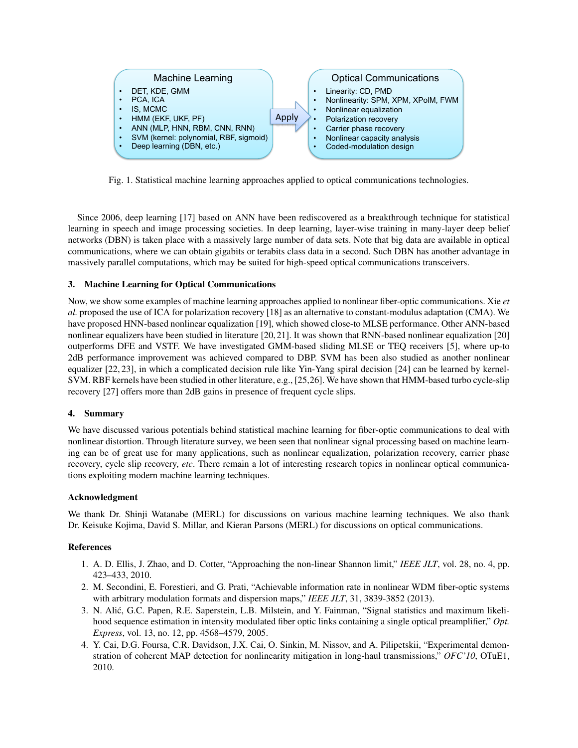Machine Learning

- DET, KDE, GMM
- PCA, ICA
- IS, MCMC
- HMM (EKF, UKF, PF)
- ANN (MLP, HNN, RBM, CNN, RNN)
- SVM (kernel: polynomial, RBF, sigmoid)
- Deep learning (DBN, etc.)

Apply

Optical Communications

- Linearity: CD, PMD
- Nonlinearity: SPM, XPM, XPolM, FWM
- Nonlinear equalization
- Polarization recovery
- Carrier phase recovery
- Nonlinear capacity analysis
- Coded-modulation design

Fig. 1. Statistical machine learning approaches applied to optical communications technologies.

Since 2006, deep learning [17] based on ANN have been rediscovered as a breakthrough technique for statistical learning in speech and image processing societies. In deep learning, layer-wise training in many-layer deep belief networks (DBN) is taken place with a massively large number of data sets. Note that big data are available in optical communications, where we can obtain gigabits or terabits class data in a second. Such DBN has another advantage in massively parallel computations, which may be suited for high-speed optical communications transceivers.

## 3. Machine Learning for Optical Communications

Now, we show some examples of machine learning approaches applied to nonlinear fiber-optic communications. Xie *et al.* proposed the use of ICA for polarization recovery [18] as an alternative to constant-modulus adaptation (CMA). We have proposed HNN-based nonlinear equalization [19], which showed close-to MLSE performance. Other ANN-based nonlinear equalizers have been studied in literature [20, 21]. It was shown that RNN-based nonlinear equalization [20] outperforms DFE and VSTF. We have investigated GMM-based sliding MLSE or TEQ receivers [5], where up-to 2dB performance improvement was achieved compared to DBP. SVM has been also studied as another nonlinear equalizer [22, 23], in which a complicated decision rule like Yin-Yang spiral decision [24] can be learned by kernel-SVM. RBF kernels have been studied in other literature, e.g., [25,26]. We have shown that HMM-based turbo cycle-slip recovery [27] offers more than 2dB gains in presence of frequent cycle slips.

## 4. Summary

We have discussed various potentials behind statistical machine learning for fiber-optic communications to deal with nonlinear distortion. Through literature survey, we been seen that nonlinear signal processing based on machine learning can be of great use for many applications, such as nonlinear equalization, polarization recovery, carrier phase recovery, cycle slip recovery, *etc*. There remain a lot of interesting research topics in nonlinear optical communications exploiting modern machine learning techniques.

### Acknowledgment

We thank Dr. Shinji Watanabe (MERL) for discussions on various machine learning techniques. We also thank Dr. Keisuke Kojima, David S. Millar, and Kieran Parsons (MERL) for discussions on optical communications.

### References

1. A. D. Ellis, J. Zhao, and D. Cotter, "Approaching the non-linear Shannon limit," *IEEE JLT*, vol. 28, no. 4, pp. 423–433, 2010.
2. M. Secondini, E. Forestieri, and G. Prati, "Achievable information rate in nonlinear WDM fiber-optic systems with arbitrary modulation formats and dispersion maps," *IEEE JLT*, 31, 3839-3852 (2013).
3. N. Alić, G.C. Papen, R.E. Saperstein, L.B. Milstein, and Y. Fainman, "Signal statistics and maximum likelihood sequence estimation in intensity modulated fiber optic links containing a single optical preamplifier," *Opt. Express*, vol. 13, no. 12, pp. 4568–4579, 2005.
4. Y. Cai, D.G. Foursa, C.R. Davidson, J.X. Cai, O. Sinkin, M. Nissov, and A. Pilipetskii, "Experimental demonstration of coherent MAP detection for nonlinearity mitigation in long-haul transmissions," *OFC'10*, OTuE1, 2010.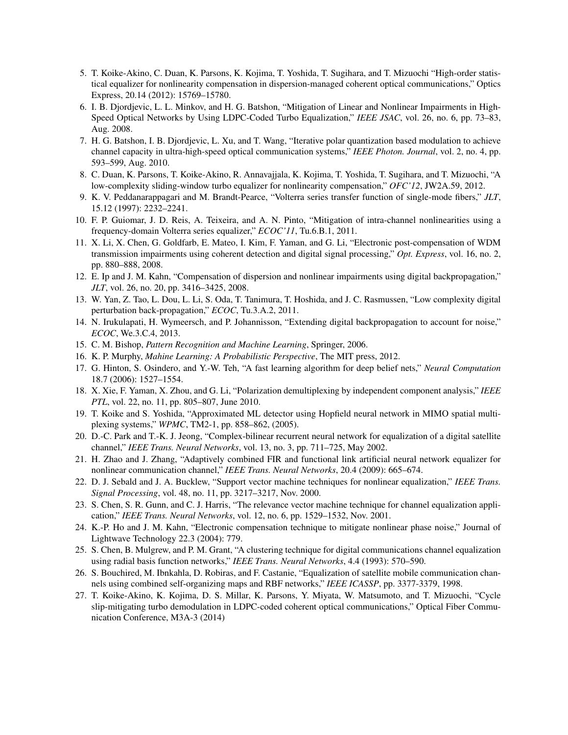5. T. Koike-Akino, C. Duan, K. Parsons, K. Kojima, T. Yoshida, T. Sugihara, and T. Mizuochi "High-order statistical equalizer for nonlinearity compensation in dispersion-managed coherent optical communications," Optics Express, 20.14 (2012): 15769–15780.
6. I. B. Djordjevic, L. L. Minkov, and H. G. Batshon, "Mitigation of Linear and Nonlinear Impairments in High-Speed Optical Networks by Using LDPC-Coded Turbo Equalization," *IEEE JSAC*, vol. 26, no. 6, pp. 73–83, Aug. 2008.
7. H. G. Batshon, I. B. Djordjevic, L. Xu, and T. Wang, "Iterative polar quantization based modulation to achieve channel capacity in ultra-high-speed optical communication systems," *IEEE Photon. Journal*, vol. 2, no. 4, pp. 593–599, Aug. 2010.
8. C. Duan, K. Parsons, T. Koike-Akino, R. Annavajjala, K. Kojima, T. Yoshida, T. Sugihara, and T. Mizuochi, "A low-complexity sliding-window turbo equalizer for nonlinearity compensation," *OFC'12*, JW2A.59, 2012.
9. K. V. Peddanarappagari and M. Brandt-Pearce, "Volterra series transfer function of single-mode fibers," *JLT*, 15.12 (1997): 2232–2241.
10. F. P. Guiomar, J. D. Reis, A. Teixeira, and A. N. Pinto, "Mitigation of intra-channel nonlinearities using a frequency-domain Volterra series equalizer," *ECOC'11*, Tu.6.B.1, 2011.
11. X. Li, X. Chen, G. Goldfarb, E. Mateo, I. Kim, F. Yaman, and G. Li, "Electronic post-compensation of WDM transmission impairments using coherent detection and digital signal processing," *Opt. Express*, vol. 16, no. 2, pp. 880–888, 2008.
12. E. Ip and J. M. Kahn, "Compensation of dispersion and nonlinear impairments using digital backpropagation," *JLT*, vol. 26, no. 20, pp. 3416–3425, 2008.
13. W. Yan, Z. Tao, L. Dou, L. Li, S. Oda, T. Tanimura, T. Hoshida, and J. C. Rasmussen, "Low complexity digital perturbation back-propagation," *ECOC*, Tu.3.A.2, 2011.
14. N. Irukulapati, H. Wymeersch, and P. Johannisson, "Extending digital backpropagation to account for noise," *ECOC*, We.3.C.4, 2013.
15. C. M. Bishop, *Pattern Recognition and Machine Learning*, Springer, 2006.
16. K. P. Murphy, *Mahine Learning: A Probabilistic Perspective*, The MIT press, 2012.
17. G. Hinton, S. Osindero, and Y.-W. Teh, "A fast learning algorithm for deep belief nets," *Neural Computation* 18.7 (2006): 1527–1554.
18. X. Xie, F. Yaman, X. Zhou, and G. Li, "Polarization demultiplexing by independent component analysis," *IEEE PTL*, vol. 22, no. 11, pp. 805–807, June 2010.
19. T. Koike and S. Yoshida, "Approximated ML detector using Hopfield neural network in MIMO spatial multiplexing systems," *WPMC*, TM2-1, pp. 858–862, (2005).
20. D.-C. Park and T.-K. J. Jeong, "Complex-bilinear recurrent neural network for equalization of a digital satellite channel," *IEEE Trans. Neural Networks*, vol. 13, no. 3, pp. 711–725, May 2002.
21. H. Zhao and J. Zhang, "Adaptively combined FIR and functional link artificial neural network equalizer for nonlinear communication channel," *IEEE Trans. Neural Networks*, 20.4 (2009): 665–674.
22. D. J. Sebald and J. A. Bucklew, "Support vector machine techniques for nonlinear equalization," *IEEE Trans. Signal Processing*, vol. 48, no. 11, pp. 3217–3217, Nov. 2000.
23. S. Chen, S. R. Gunn, and C. J. Harris, "The relevance vector machine technique for channel equalization application," *IEEE Trans. Neural Networks*, vol. 12, no. 6, pp. 1529–1532, Nov. 2001.
24. K.-P. Ho and J. M. Kahn, "Electronic compensation technique to mitigate nonlinear phase noise," Journal of Lightwave Technology 22.3 (2004): 779.
25. S. Chen, B. Mulgrew, and P. M. Grant, "A clustering technique for digital communications channel equalization using radial basis function networks," *IEEE Trans. Neural Networks*, 4.4 (1993): 570–590.
26. S. Bouchired, M. Ibnkahla, D. Robiras, and F. Castanie, "Equalization of satellite mobile communication channels using combined self-organizing maps and RBF networks," *IEEE ICASSP*, pp. 3377-3379, 1998.
27. T. Koike-Akino, K. Kojima, D. S. Millar, K. Parsons, Y. Miyata, W. Matsumoto, and T. Mizuochi, "Cycle slip-mitigating turbo demodulation in LDPC-coded coherent optical communications," Optical Fiber Communication Conference, M3A-3 (2014)